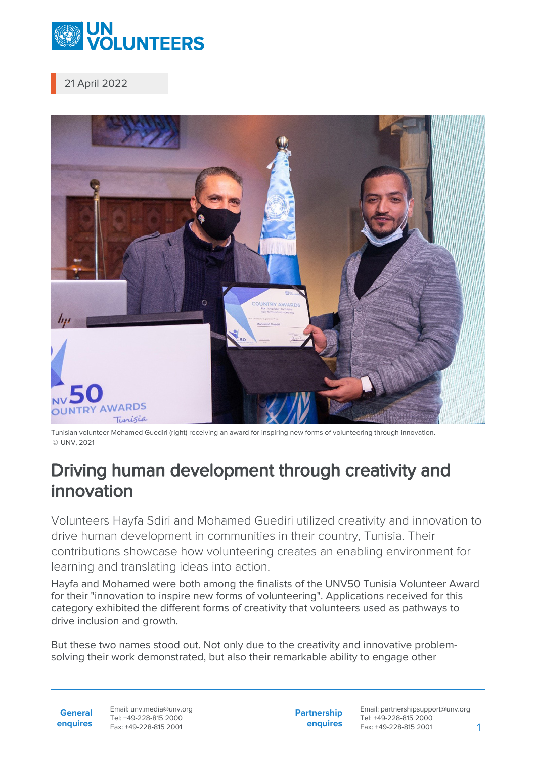21 April 2022

Tunisian volunteer Mohamed Guediri (right) receiving an award for inspiring new forms of volunteering through innovation. © UNV, 2021

# Driving human development through creativity and innovation

Volunteers Hayfa Sdiri and Mohamed Guediri utilized creativity and innovation to drive human development in communities in their country, Tunisia. Their contributions showcase how volunteering creates an enabling environment for learning and translating ideas into action.

Hayfa and Mohamed were both among the finalists of the UNV50 Tunisia Volunteer Award for their "innovation to inspire new forms of volunteering". Applications received for this category exhibited the different forms of creativity that volunteers used as pathways to drive inclusion and growth.

But these two names stood out. Not only due to the creativity and innovative problem-solving their work demonstrated, but also their remarkable ability to engage other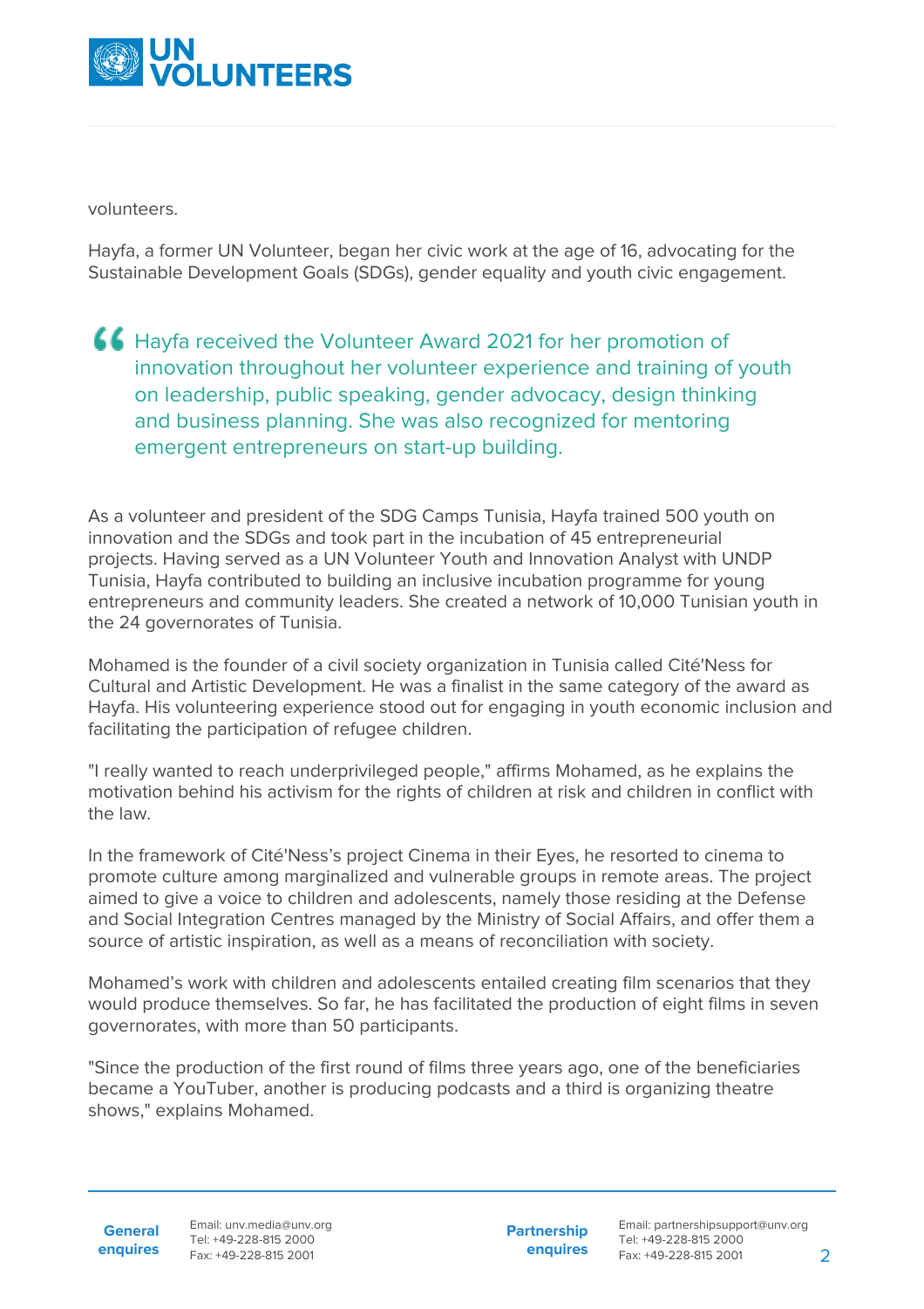volunteers.

Hayfa, a former UN Volunteer, began her civic work at the age of 16, advocating for the Sustainable Development Goals (SDGs), gender equality and youth civic engagement.

> Hayfa received the Volunteer Award 2021 for her promotion of innovation throughout her volunteer experience and training of youth on leadership, public speaking, gender advocacy, design thinking and business planning. She was also recognized for mentoring emergent entrepreneurs on start-up building.

As a volunteer and president of the SDG Camps Tunisia, Hayfa trained 500 youth on innovation and the SDGs and took part in the incubation of 45 entrepreneurial projects. Having served as a UN Volunteer Youth and Innovation Analyst with UNDP Tunisia, Hayfa contributed to building an inclusive incubation programme for young entrepreneurs and community leaders. She created a network of 10,000 Tunisian youth in the 24 governorates of Tunisia.

Mohamed is the founder of a civil society organization in Tunisia called Cité'Ness for Cultural and Artistic Development. He was a finalist in the same category of the award as Hayfa. His volunteering experience stood out for engaging in youth economic inclusion and facilitating the participation of refugee children.

"I really wanted to reach underprivileged people," affirms Mohamed, as he explains the motivation behind his activism for the rights of children at risk and children in conflict with the law.

In the framework of Cité'Ness's project Cinema in their Eyes, he resorted to cinema to promote culture among marginalized and vulnerable groups in remote areas. The project aimed to give a voice to children and adolescents, namely those residing at the Defense and Social Integration Centres managed by the Ministry of Social Affairs, and offer them a source of artistic inspiration, as well as a means of reconciliation with society.

Mohamed's work with children and adolescents entailed creating film scenarios that they would produce themselves. So far, he has facilitated the production of eight films in seven governorates, with more than 50 participants.

"Since the production of the first round of films three years ago, one of the beneficiaries became a YouTuber, another is producing podcasts and a third is organizing theatre shows," explains Mohamed.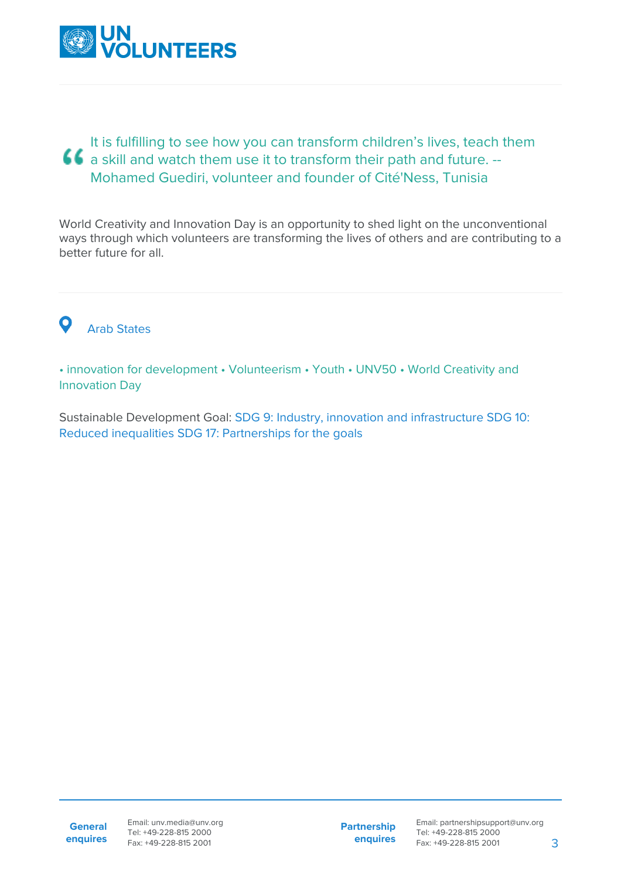> It is fulfilling to see how you can transform children’s lives, teach them a skill and watch them use it to transform their path and future. -- Mohamed Guediri, volunteer and founder of Cité'Ness, Tunisia

World Creativity and Innovation Day is an opportunity to shed light on the unconventional ways through which volunteers are transforming the lives of others and are contributing to a better future for all.

Arab States

• innovation for development • Volunteerism • Youth • UNV50 • World Creativity and Innovation Day

Sustainable Development Goal: SDG 9: Industry, innovation and infrastructure SDG 10: Reduced inequalities SDG 17: Partnerships for the goals